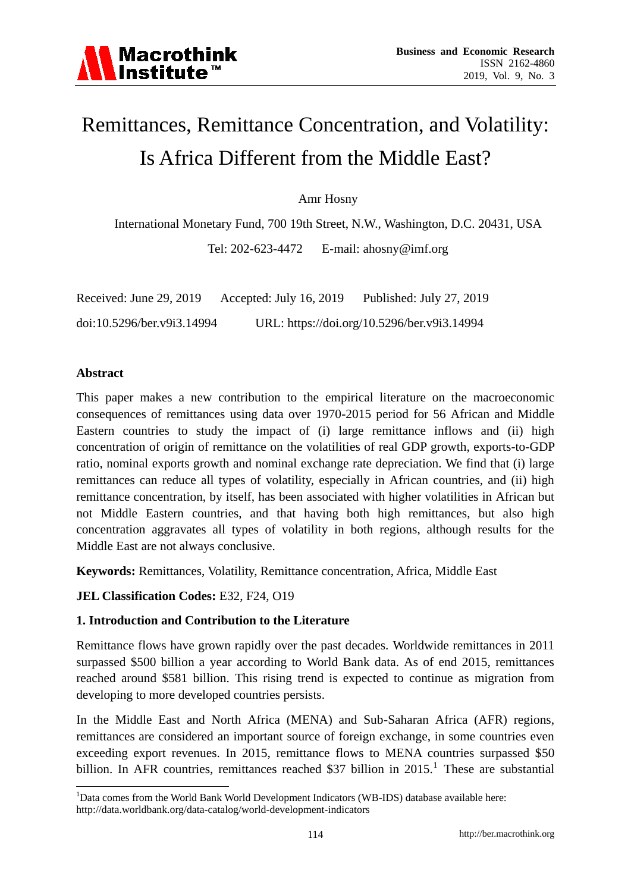# Remittances, Remittance Concentration, and Volatility: Is Africa Different from the Middle East?

Amr Hosny

International Monetary Fund, 700 19th Street, N.W., Washington, D.C. 20431, USA

Tel: 202-623-4472 E-mail: ahosny@imf.org

Received: June 29, 2019 Accepted: July 16, 2019 Published: July 27, 2019

doi:10.5296/ber.v9i3.14994 URL: https://doi.org/10.5296/ber.v9i3.14994

## Abstract

This paper makes a new contribution to the empirical literature on the macroeconomic consequences of remittances using data over 1970-2015 period for 56 African and Middle Eastern countries to study the impact of (i) large remittance inflows and (ii) high concentration of origin of remittance on the volatilities of real GDP growth, exports-to-GDP ratio, nominal exports growth and nominal exchange rate depreciation. We find that (i) large remittances can reduce all types of volatility, especially in African countries, and (ii) high remittance concentration, by itself, has been associated with higher volatilities in African but not Middle Eastern countries, and that having both high remittances, but also high concentration aggravates all types of volatility in both regions, although results for the Middle East are not always conclusive.

**Keywords:** Remittances, Volatility, Remittance concentration, Africa, Middle East

**JEL Classification Codes:** E32, F24, O19

## 1. Introduction and Contribution to the Literature

Remittance flows have grown rapidly over the past decades. Worldwide remittances in 2011 surpassed $500 billion a year according to World Bank data. As of end 2015, remittances reached around $581 billion. This rising trend is expected to continue as migration from developing to more developed countries persists.

In the Middle East and North Africa (MENA) and Sub-Saharan Africa (AFR) regions, remittances are considered an important source of foreign exchange, in some countries even exceeding export revenues. In 2015, remittance flows to MENA countries surpassed $50 billion. In AFR countries, remittances reached $37 billion in 2015.[1] These are substantial

[1] Data comes from the World Bank World Development Indicators (WB-IDS) database available here: http://data.worldbank.org/data-catalog/world-development-indicators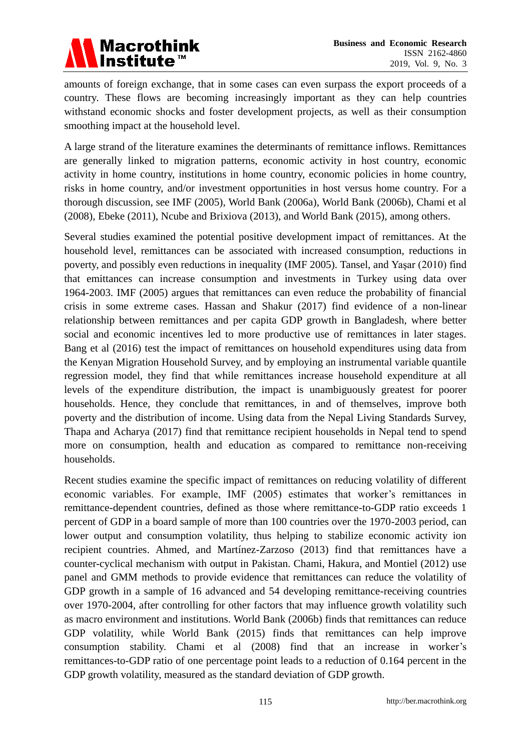amounts of foreign exchange, that in some cases can even surpass the export proceeds of a country. These flows are becoming increasingly important as they can help countries withstand economic shocks and foster development projects, as well as their consumption smoothing impact at the household level.

A large strand of the literature examines the determinants of remittance inflows. Remittances are generally linked to migration patterns, economic activity in host country, economic activity in home country, institutions in home country, economic policies in home country, risks in home country, and/or investment opportunities in host versus home country. For a thorough discussion, see IMF (2005), World Bank (2006a), World Bank (2006b), Chami et al (2008), Ebeke (2011), Ncube and Brixiova (2013), and World Bank (2015), among others.

Several studies examined the potential positive development impact of remittances. At the household level, remittances can be associated with increased consumption, reductions in poverty, and possibly even reductions in inequality (IMF 2005). Tansel, and Yaşar (2010) find that emittances can increase consumption and investments in Turkey using data over 1964-2003. IMF (2005) argues that remittances can even reduce the probability of financial crisis in some extreme cases. Hassan and Shakur (2017) find evidence of a non-linear relationship between remittances and per capita GDP growth in Bangladesh, where better social and economic incentives led to more productive use of remittances in later stages. Bang et al (2016) test the impact of remittances on household expenditures using data from the Kenyan Migration Household Survey, and by employing an instrumental variable quantile regression model, they find that while remittances increase household expenditure at all levels of the expenditure distribution, the impact is unambiguously greatest for poorer households. Hence, they conclude that remittances, in and of themselves, improve both poverty and the distribution of income. Using data from the Nepal Living Standards Survey, Thapa and Acharya (2017) find that remittance recipient households in Nepal tend to spend more on consumption, health and education as compared to remittance non-receiving households.

Recent studies examine the specific impact of remittances on reducing volatility of different economic variables. For example, IMF (2005) estimates that worker's remittances in remittance-dependent countries, defined as those where remittance-to-GDP ratio exceeds 1 percent of GDP in a board sample of more than 100 countries over the 1970-2003 period, can lower output and consumption volatility, thus helping to stabilize economic activity ion recipient countries. Ahmed, and Martínez-Zarzoso (2013) find that remittances have a counter-cyclical mechanism with output in Pakistan. Chami, Hakura, and Montiel (2012) use panel and GMM methods to provide evidence that remittances can reduce the volatility of GDP growth in a sample of 16 advanced and 54 developing remittance-receiving countries over 1970-2004, after controlling for other factors that may influence growth volatility such as macro environment and institutions. World Bank (2006b) finds that remittances can reduce GDP volatility, while World Bank (2015) finds that remittances can help improve consumption stability. Chami et al (2008) find that an increase in worker's remittances-to-GDP ratio of one percentage point leads to a reduction of 0.164 percent in the GDP growth volatility, measured as the standard deviation of GDP growth.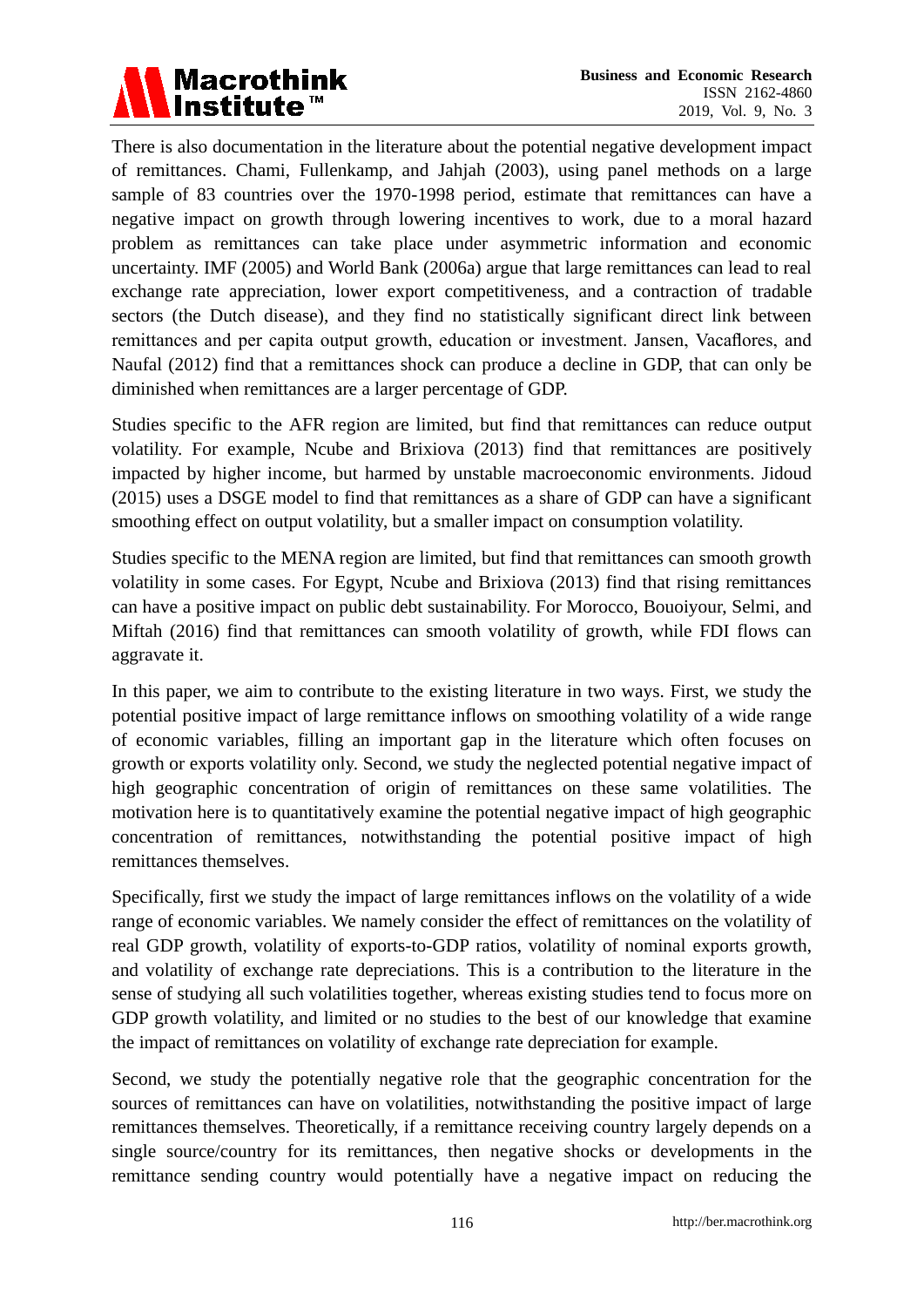There is also documentation in the literature about the potential negative development impact of remittances. Chami, Fullenkamp, and Jahjah (2003), using panel methods on a large sample of 83 countries over the 1970-1998 period, estimate that remittances can have a negative impact on growth through lowering incentives to work, due to a moral hazard problem as remittances can take place under asymmetric information and economic uncertainty. IMF (2005) and World Bank (2006a) argue that large remittances can lead to real exchange rate appreciation, lower export competitiveness, and a contraction of tradable sectors (the Dutch disease), and they find no statistically significant direct link between remittances and per capita output growth, education or investment. Jansen, Vacaflores, and Naufal (2012) find that a remittances shock can produce a decline in GDP, that can only be diminished when remittances are a larger percentage of GDP.

Studies specific to the AFR region are limited, but find that remittances can reduce output volatility. For example, Ncube and Brixiova (2013) find that remittances are positively impacted by higher income, but harmed by unstable macroeconomic environments. Jidoud (2015) uses a DSGE model to find that remittances as a share of GDP can have a significant smoothing effect on output volatility, but a smaller impact on consumption volatility.

Studies specific to the MENA region are limited, but find that remittances can smooth growth volatility in some cases. For Egypt, Ncube and Brixiova (2013) find that rising remittances can have a positive impact on public debt sustainability. For Morocco, Bouoiyour, Selmi, and Miftah (2016) find that remittances can smooth volatility of growth, while FDI flows can aggravate it.

In this paper, we aim to contribute to the existing literature in two ways. First, we study the potential positive impact of large remittance inflows on smoothing volatility of a wide range of economic variables, filling an important gap in the literature which often focuses on growth or exports volatility only. Second, we study the neglected potential negative impact of high geographic concentration of origin of remittances on these same volatilities. The motivation here is to quantitatively examine the potential negative impact of high geographic concentration of remittances, notwithstanding the potential positive impact of high remittances themselves.

Specifically, first we study the impact of large remittances inflows on the volatility of a wide range of economic variables. We namely consider the effect of remittances on the volatility of real GDP growth, volatility of exports-to-GDP ratios, volatility of nominal exports growth, and volatility of exchange rate depreciations. This is a contribution to the literature in the sense of studying all such volatilities together, whereas existing studies tend to focus more on GDP growth volatility, and limited or no studies to the best of our knowledge that examine the impact of remittances on volatility of exchange rate depreciation for example.

Second, we study the potentially negative role that the geographic concentration for the sources of remittances can have on volatilities, notwithstanding the positive impact of large remittances themselves. Theoretically, if a remittance receiving country largely depends on a single source/country for its remittances, then negative shocks or developments in the remittance sending country would potentially have a negative impact on reducing the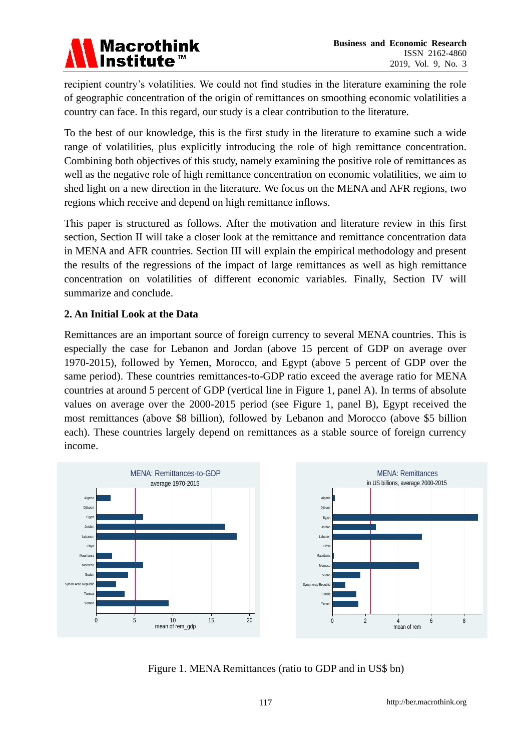recipient country's volatilities. We could not find studies in the literature examining the role of geographic concentration of the origin of remittances on smoothing economic volatilities a country can face. In this regard, our study is a clear contribution to the literature.

To the best of our knowledge, this is the first study in the literature to examine such a wide range of volatilities, plus explicitly introducing the role of high remittance concentration. Combining both objectives of this study, namely examining the positive role of remittances as well as the negative role of high remittance concentration on economic volatilities, we aim to shed light on a new direction in the literature. We focus on the MENA and AFR regions, two regions which receive and depend on high remittance inflows.

This paper is structured as follows. After the motivation and literature review in this first section, Section II will take a closer look at the remittance and remittance concentration data in MENA and AFR countries. Section III will explain the empirical methodology and present the results of the regressions of the impact of large remittances as well as high remittance concentration on volatilities of different economic variables. Finally, Section IV will summarize and conclude.

## 2. An Initial Look at the Data

Remittances are an important source of foreign currency to several MENA countries. This is especially the case for Lebanon and Jordan (above 15 percent of GDP on average over 1970-2015), followed by Yemen, Morocco, and Egypt (above 5 percent of GDP over the same period). These countries remittances-to-GDP ratio exceed the average ratio for MENA countries at around 5 percent of GDP (vertical line in Figure 1, panel A). In terms of absolute values on average over the 2000-2015 period (see Figure 1, panel B), Egypt received the most remittances (above \$8 billion), followed by Lebanon and Morocco (above \$5 billion each). These countries largely depend on remittances as a stable source of foreign currency income.

Figure 1. MENA Remittances (ratio to GDP and in US\$ bn)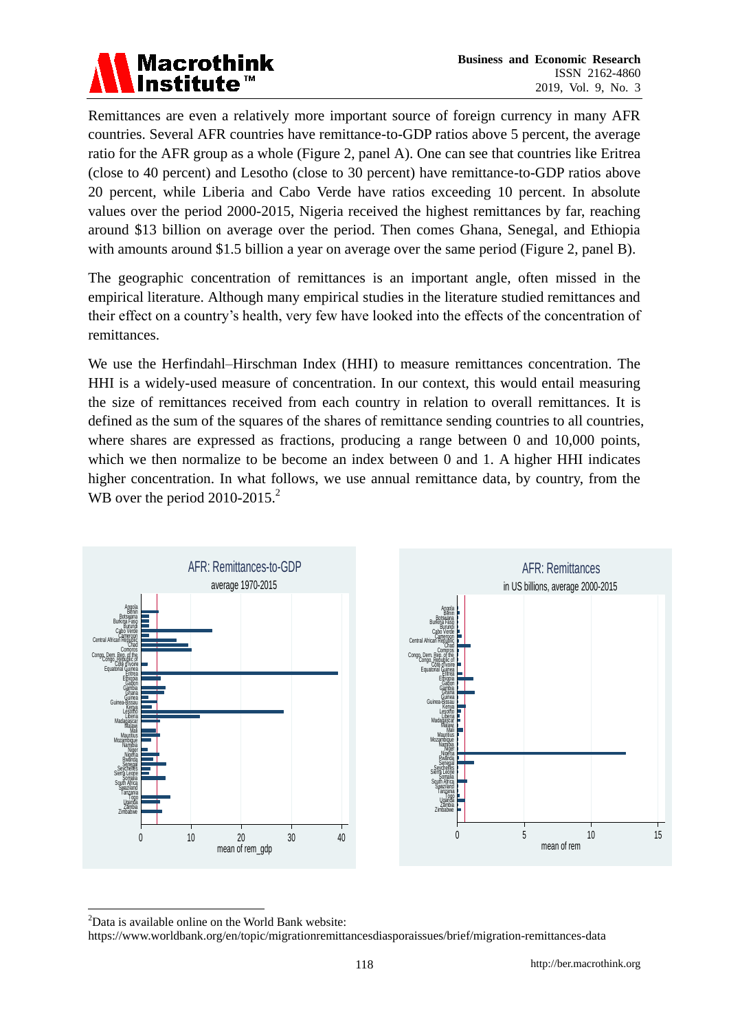Remittances are even a relatively more important source of foreign currency in many AFR countries. Several AFR countries have remittance-to-GDP ratios above 5 percent, the average ratio for the AFR group as a whole (Figure 2, panel A). One can see that countries like Eritrea (close to 40 percent) and Lesotho (close to 30 percent) have remittance-to-GDP ratios above 20 percent, while Liberia and Cabo Verde have ratios exceeding 10 percent. In absolute values over the period 2000-2015, Nigeria received the highest remittances by far, reaching around \$13 billion on average over the period. Then comes Ghana, Senegal, and Ethiopia with amounts around \$1.5 billion a year on average over the same period (Figure 2, panel B).

The geographic concentration of remittances is an important angle, often missed in the empirical literature. Although many empirical studies in the literature studied remittances and their effect on a country's health, very few have looked into the effects of the concentration of remittances.

We use the Herfindahl–Hirschman Index (HHI) to measure remittances concentration. The HHI is a widely-used measure of concentration. In our context, this would entail measuring the size of remittances received from each country in relation to overall remittances. It is defined as the sum of the squares of the shares of remittance sending countries to all countries, where shares are expressed as fractions, producing a range between 0 and 10,000 points, which we then normalize to be become an index between 0 and 1. A higher HHI indicates higher concentration. In what follows, we use annual remittance data, by country, from the WB over the period 2010-2015.[2]

AFR: Remittances-to-GDP
average 1970-2015
(x-axis: mean of rem_gdp)

AFR: Remittances
in US billions, average 2000-2015
(x-axis: mean of rem)

[2]Data is available online on the World Bank website: https://www.worldbank.org/en/topic/migrationremittancesdiasporaissues/brief/migration-remittances-data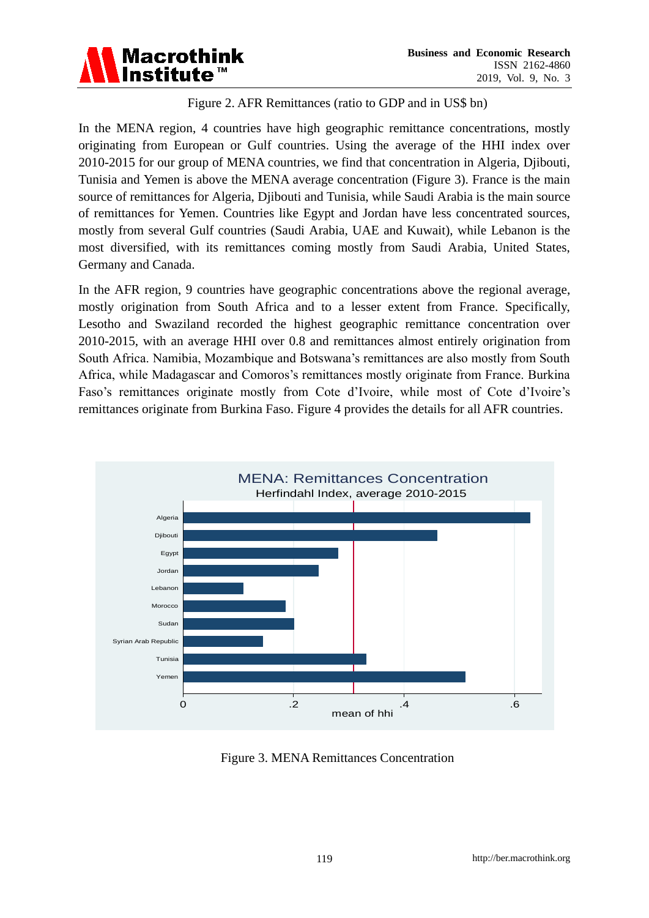Figure 2. AFR Remittances (ratio to GDP and in US$ bn)

In the MENA region, 4 countries have high geographic remittance concentrations, mostly originating from European or Gulf countries. Using the average of the HHI index over 2010-2015 for our group of MENA countries, we find that concentration in Algeria, Djibouti, Tunisia and Yemen is above the MENA average concentration (Figure 3). France is the main source of remittances for Algeria, Djibouti and Tunisia, while Saudi Arabia is the main source of remittances for Yemen. Countries like Egypt and Jordan have less concentrated sources, mostly from several Gulf countries (Saudi Arabia, UAE and Kuwait), while Lebanon is the most diversified, with its remittances coming mostly from Saudi Arabia, United States, Germany and Canada.

In the AFR region, 9 countries have geographic concentrations above the regional average, mostly origination from South Africa and to a lesser extent from France. Specifically, Lesotho and Swaziland recorded the highest geographic remittance concentration over 2010-2015, with an average HHI over 0.8 and remittances almost entirely origination from South Africa. Namibia, Mozambique and Botswana's remittances are also mostly from South Africa, while Madagascar and Comoros's remittances mostly originate from France. Burkina Faso's remittances originate mostly from Cote d'Ivoire, while most of Cote d'Ivoire's remittances originate from Burkina Faso. Figure 4 provides the details for all AFR countries.

Figure 3. MENA Remittances Concentration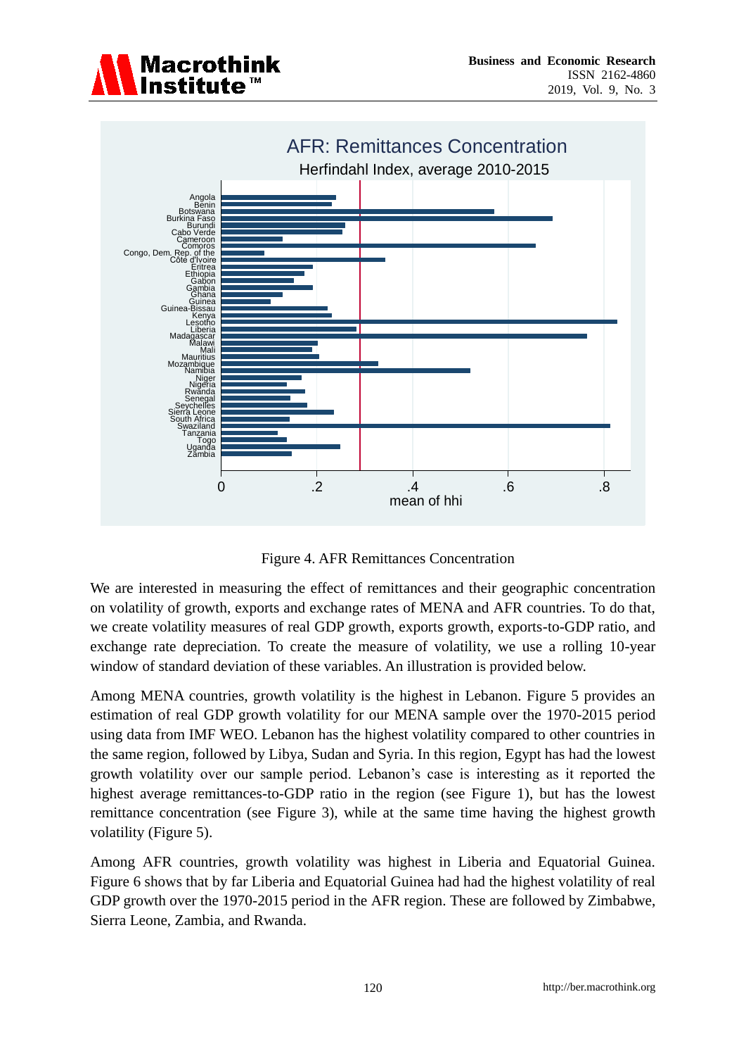Figure 4. AFR Remittances Concentration

We are interested in measuring the effect of remittances and their geographic concentration on volatility of growth, exports and exchange rates of MENA and AFR countries. To do that, we create volatility measures of real GDP growth, exports growth, exports-to-GDP ratio, and exchange rate depreciation. To create the measure of volatility, we use a rolling 10-year window of standard deviation of these variables. An illustration is provided below.

Among MENA countries, growth volatility is the highest in Lebanon. Figure 5 provides an estimation of real GDP growth volatility for our MENA sample over the 1970-2015 period using data from IMF WEO. Lebanon has the highest volatility compared to other countries in the same region, followed by Libya, Sudan and Syria. In this region, Egypt has had the lowest growth volatility over our sample period. Lebanon's case is interesting as it reported the highest average remittances-to-GDP ratio in the region (see Figure 1), but has the lowest remittance concentration (see Figure 3), while at the same time having the highest growth volatility (Figure 5).

Among AFR countries, growth volatility was highest in Liberia and Equatorial Guinea. Figure 6 shows that by far Liberia and Equatorial Guinea had had the highest volatility of real GDP growth over the 1970-2015 period in the AFR region. These are followed by Zimbabwe, Sierra Leone, Zambia, and Rwanda.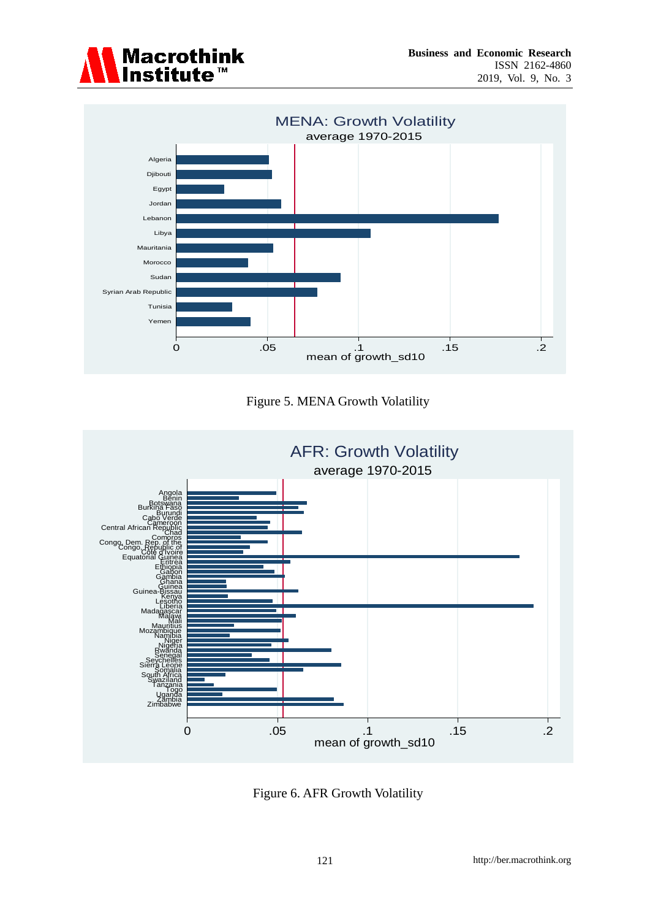Figure 5. MENA Growth Volatility

Figure 6. AFR Growth Volatility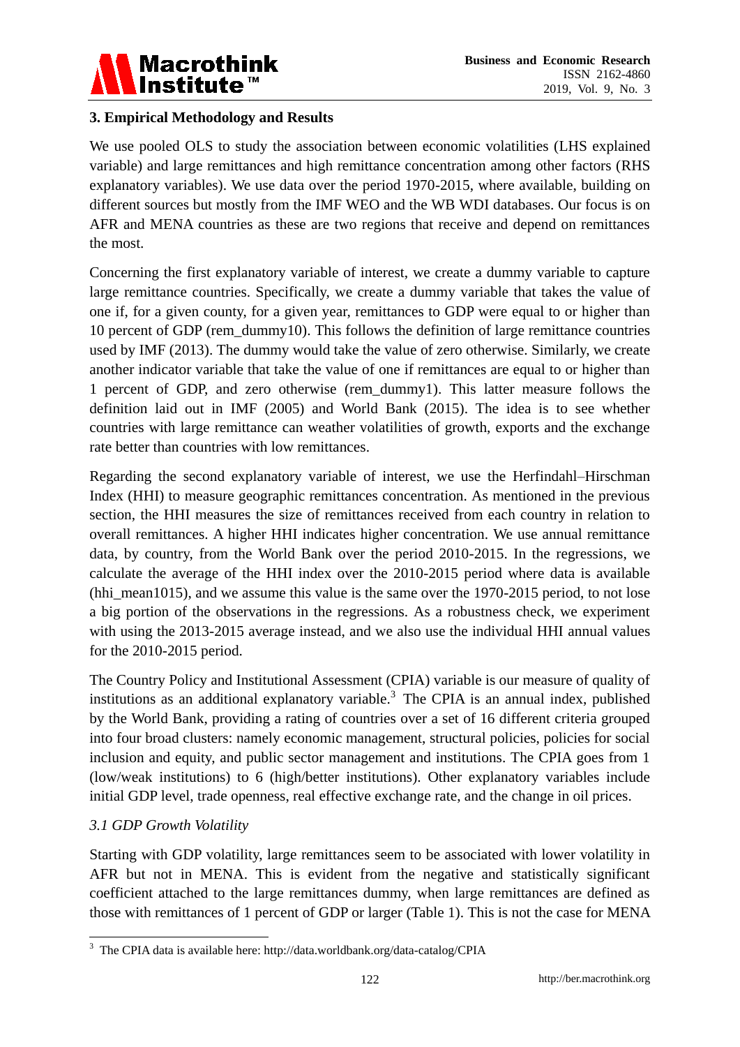## 3. Empirical Methodology and Results

We use pooled OLS to study the association between economic volatilities (LHS explained variable) and large remittances and high remittance concentration among other factors (RHS explanatory variables). We use data over the period 1970-2015, where available, building on different sources but mostly from the IMF WEO and the WB WDI databases. Our focus is on AFR and MENA countries as these are two regions that receive and depend on remittances the most.

Concerning the first explanatory variable of interest, we create a dummy variable to capture large remittance countries. Specifically, we create a dummy variable that takes the value of one if, for a given county, for a given year, remittances to GDP were equal to or higher than 10 percent of GDP (rem_dummy10). This follows the definition of large remittance countries used by IMF (2013). The dummy would take the value of zero otherwise. Similarly, we create another indicator variable that take the value of one if remittances are equal to or higher than 1 percent of GDP, and zero otherwise (rem_dummy1). This latter measure follows the definition laid out in IMF (2005) and World Bank (2015). The idea is to see whether countries with large remittance can weather volatilities of growth, exports and the exchange rate better than countries with low remittances.

Regarding the second explanatory variable of interest, we use the Herfindahl–Hirschman Index (HHI) to measure geographic remittances concentration. As mentioned in the previous section, the HHI measures the size of remittances received from each country in relation to overall remittances. A higher HHI indicates higher concentration. We use annual remittance data, by country, from the World Bank over the period 2010-2015. In the regressions, we calculate the average of the HHI index over the 2010-2015 period where data is available (hhi_mean1015), and we assume this value is the same over the 1970-2015 period, to not lose a big portion of the observations in the regressions. As a robustness check, we experiment with using the 2013-2015 average instead, and we also use the individual HHI annual values for the 2010-2015 period.

The Country Policy and Institutional Assessment (CPIA) variable is our measure of quality of institutions as an additional explanatory variable.[3] The CPIA is an annual index, published by the World Bank, providing a rating of countries over a set of 16 different criteria grouped into four broad clusters: namely economic management, structural policies, policies for social inclusion and equity, and public sector management and institutions. The CPIA goes from 1 (low/weak institutions) to 6 (high/better institutions). Other explanatory variables include initial GDP level, trade openness, real effective exchange rate, and the change in oil prices.

### *3.1 GDP Growth Volatility*

Starting with GDP volatility, large remittances seem to be associated with lower volatility in AFR but not in MENA. This is evident from the negative and statistically significant coefficient attached to the large remittances dummy, when large remittances are defined as those with remittances of 1 percent of GDP or larger (Table 1). This is not the case for MENA

---

[3] The CPIA data is available here: http://data.worldbank.org/data-catalog/CPIA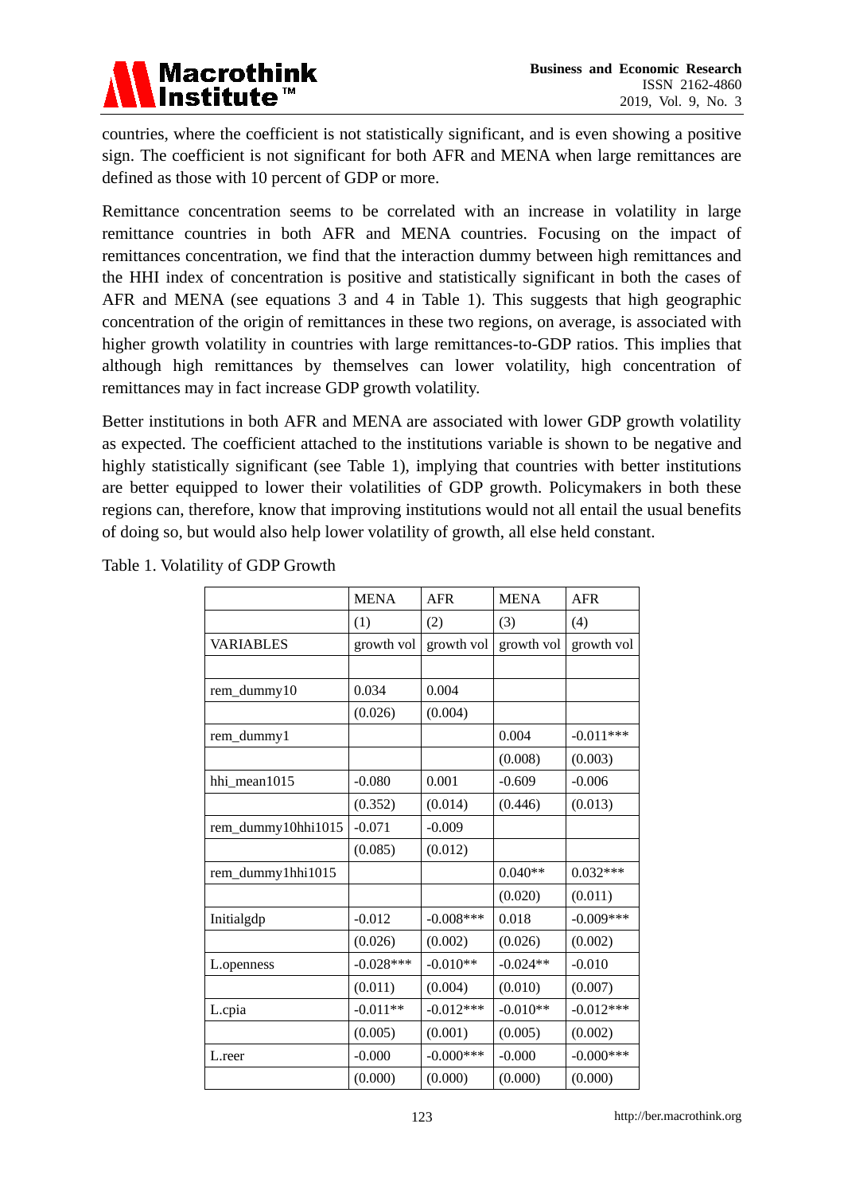countries, where the coefficient is not statistically significant, and is even showing a positive sign. The coefficient is not significant for both AFR and MENA when large remittances are defined as those with 10 percent of GDP or more.

Remittance concentration seems to be correlated with an increase in volatility in large remittance countries in both AFR and MENA countries. Focusing on the impact of remittances concentration, we find that the interaction dummy between high remittances and the HHI index of concentration is positive and statistically significant in both the cases of AFR and MENA (see equations 3 and 4 in Table 1). This suggests that high geographic concentration of the origin of remittances in these two regions, on average, is associated with higher growth volatility in countries with large remittances-to-GDP ratios. This implies that although high remittances by themselves can lower volatility, high concentration of remittances may in fact increase GDP growth volatility.

Better institutions in both AFR and MENA are associated with lower GDP growth volatility as expected. The coefficient attached to the institutions variable is shown to be negative and highly statistically significant (see Table 1), implying that countries with better institutions are better equipped to lower their volatilities of GDP growth. Policymakers in both these regions can, therefore, know that improving institutions would not all entail the usual benefits of doing so, but would also help lower volatility of growth, all else held constant.

Table 1. Volatility of GDP Growth

| | MENA | AFR | MENA | AFR |
|---|---|---|---|---|
| | (1) | (2) | (3) | (4) |
| VARIABLES | growth vol | growth vol | growth vol | growth vol |
| | | | | |
| rem_dummy10 | 0.034 | 0.004 | | |
| | (0.026) | (0.004) | | |
| rem_dummy1 | | | 0.004 | -0.011*** |
| | | | (0.008) | (0.003) |
| hhi_mean1015 | -0.080 | 0.001 | -0.609 | -0.006 |
| | (0.352) | (0.014) | (0.446) | (0.013) |
| rem_dummy10hhi1015 | -0.071 | -0.009 | | |
| | (0.085) | (0.012) | | |
| rem_dummy1hhi1015 | | | 0.040** | 0.032*** |
| | | | (0.020) | (0.011) |
| Initialgdp | -0.012 | -0.008*** | 0.018 | -0.009*** |
| | (0.026) | (0.002) | (0.026) | (0.002) |
| L.openness | -0.028*** | -0.010** | -0.024** | -0.010 |
| | (0.011) | (0.004) | (0.010) | (0.007) |
| L.cpia | -0.011** | -0.012*** | -0.010** | -0.012*** |
| | (0.005) | (0.001) | (0.005) | (0.002) |
| L.reer | -0.000 | -0.000*** | -0.000 | -0.000*** |
| | (0.000) | (0.000) | (0.000) | (0.000) |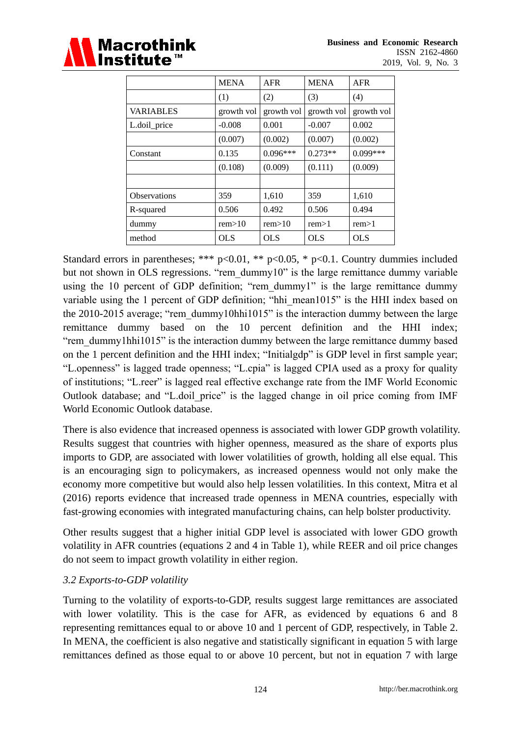| | MENA | AFR | MENA | AFR |
|---|---|---|---|---|
| | (1) | (2) | (3) | (4) |
| VARIABLES | growth vol | growth vol | growth vol | growth vol |
| L.doil_price | -0.008 | 0.001 | -0.007 | 0.002 |
| | (0.007) | (0.002) | (0.007) | (0.002) |
| Constant | 0.135 | 0.096*** | 0.273** | 0.099*** |
| | (0.108) | (0.009) | (0.111) | (0.009) |
| | | | | |
| Observations | 359 | 1,610 | 359 | 1,610 |
| R-squared | 0.506 | 0.492 | 0.506 | 0.494 |
| dummy | rem>10 | rem>10 | rem>1 | rem>1 |
| method | OLS | OLS | OLS | OLS |

Standard errors in parentheses; *** p<0.01, ** p<0.05, * p<0.1. Country dummies included but not shown in OLS regressions. "rem_dummy10" is the large remittance dummy variable using the 10 percent of GDP definition; "rem_dummy1" is the large remittance dummy variable using the 1 percent of GDP definition; "hhi_mean1015" is the HHI index based on the 2010-2015 average; "rem_dummy10hhi1015" is the interaction dummy between the large remittance dummy based on the 10 percent definition and the HHI index; "rem_dummy1hhi1015" is the interaction dummy between the large remittance dummy based on the 1 percent definition and the HHI index; "Initialgdp" is GDP level in first sample year; "L.openness" is lagged trade openness; "L.cpia" is lagged CPIA used as a proxy for quality of institutions; "L.reer" is lagged real effective exchange rate from the IMF World Economic Outlook database; and "L.doil_price" is the lagged change in oil price coming from IMF World Economic Outlook database.

There is also evidence that increased openness is associated with lower GDP growth volatility. Results suggest that countries with higher openness, measured as the share of exports plus imports to GDP, are associated with lower volatilities of growth, holding all else equal. This is an encouraging sign to policymakers, as increased openness would not only make the economy more competitive but would also help lessen volatilities. In this context, Mitra et al (2016) reports evidence that increased trade openness in MENA countries, especially with fast-growing economies with integrated manufacturing chains, can help bolster productivity.

Other results suggest that a higher initial GDP level is associated with lower GDO growth volatility in AFR countries (equations 2 and 4 in Table 1), while REER and oil price changes do not seem to impact growth volatility in either region.

### *3.2 Exports-to-GDP volatility*

Turning to the volatility of exports-to-GDP, results suggest large remittances are associated with lower volatility. This is the case for AFR, as evidenced by equations 6 and 8 representing remittances equal to or above 10 and 1 percent of GDP, respectively, in Table 2. In MENA, the coefficient is also negative and statistically significant in equation 5 with large remittances defined as those equal to or above 10 percent, but not in equation 7 with large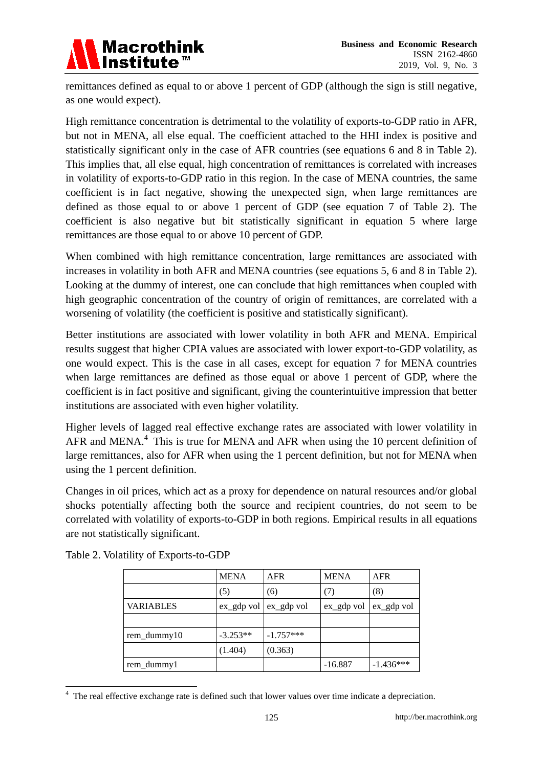remittances defined as equal to or above 1 percent of GDP (although the sign is still negative, as one would expect).

High remittance concentration is detrimental to the volatility of exports-to-GDP ratio in AFR, but not in MENA, all else equal. The coefficient attached to the HHI index is positive and statistically significant only in the case of AFR countries (see equations 6 and 8 in Table 2). This implies that, all else equal, high concentration of remittances is correlated with increases in volatility of exports-to-GDP ratio in this region. In the case of MENA countries, the same coefficient is in fact negative, showing the unexpected sign, when large remittances are defined as those equal to or above 1 percent of GDP (see equation 7 of Table 2). The coefficient is also negative but bit statistically significant in equation 5 where large remittances are those equal to or above 10 percent of GDP.

When combined with high remittance concentration, large remittances are associated with increases in volatility in both AFR and MENA countries (see equations 5, 6 and 8 in Table 2). Looking at the dummy of interest, one can conclude that high remittances when coupled with high geographic concentration of the country of origin of remittances, are correlated with a worsening of volatility (the coefficient is positive and statistically significant).

Better institutions are associated with lower volatility in both AFR and MENA. Empirical results suggest that higher CPIA values are associated with lower export-to-GDP volatility, as one would expect. This is the case in all cases, except for equation 7 for MENA countries when large remittances are defined as those equal or above 1 percent of GDP, where the coefficient is in fact positive and significant, giving the counterintuitive impression that better institutions are associated with even higher volatility.

Higher levels of lagged real effective exchange rates are associated with lower volatility in AFR and MENA.[4] This is true for MENA and AFR when using the 10 percent definition of large remittances, also for AFR when using the 1 percent definition, but not for MENA when using the 1 percent definition.

Changes in oil prices, which act as a proxy for dependence on natural resources and/or global shocks potentially affecting both the source and recipient countries, do not seem to be correlated with volatility of exports-to-GDP in both regions. Empirical results in all equations are not statistically significant.

Table 2. Volatility of Exports-to-GDP

| | MENA | AFR | MENA | AFR |
|---|---|---|---|---|
| | (5) | (6) | (7) | (8) |
| VARIABLES | ex_gdp vol | ex_gdp vol | ex_gdp vol | ex_gdp vol |
| | | | | |
| rem_dummy10 | -3.253** | -1.757*** | | |
| | (1.404) | (0.363) | | |
| rem_dummy1 | | | -16.887 | -1.436*** |

[4] The real effective exchange rate is defined such that lower values over time indicate a depreciation.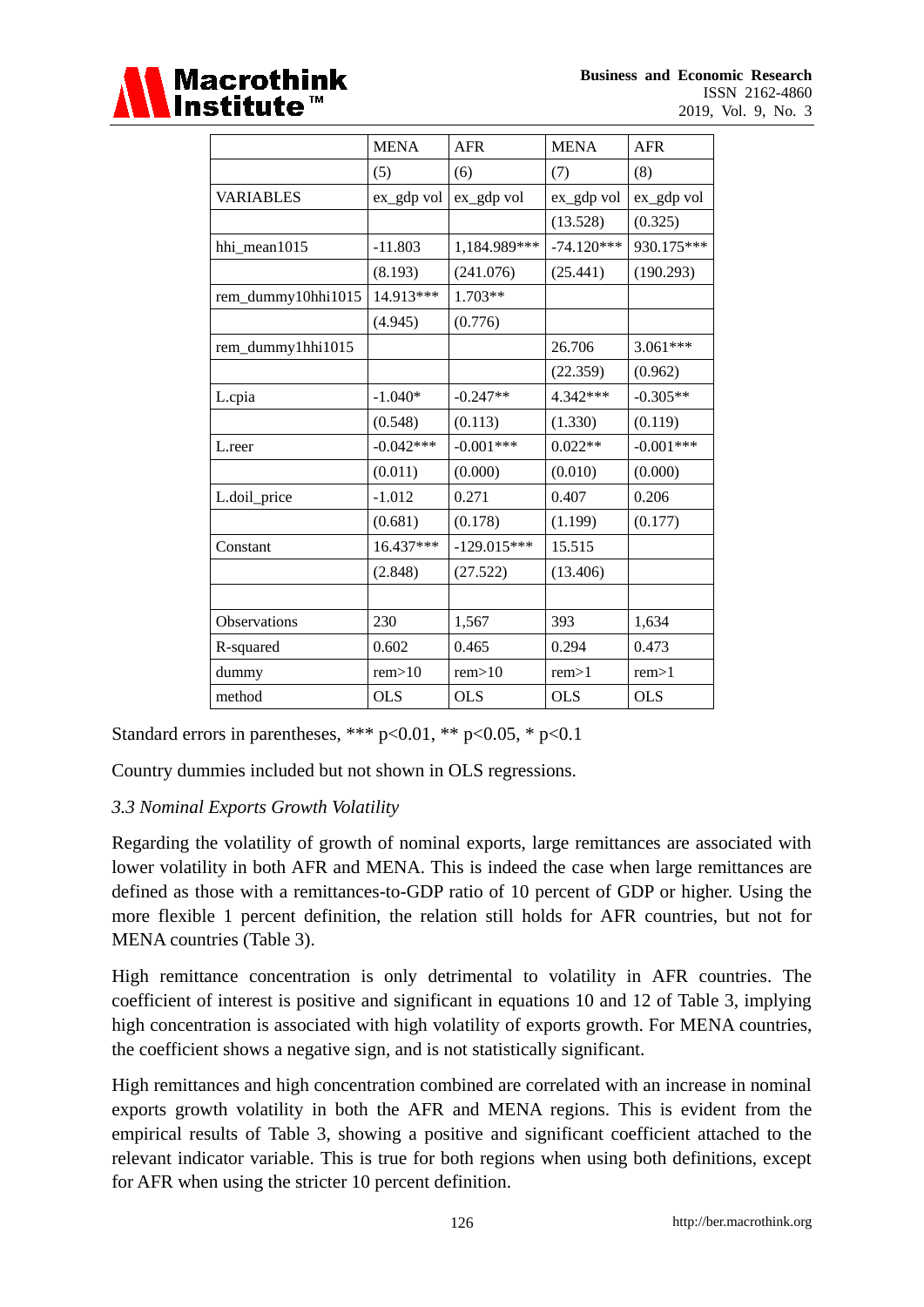| | MENA | AFR | MENA | AFR |
|---|---|---|---|---|
| | (5) | (6) | (7) | (8) |
| VARIABLES | ex_gdp vol | ex_gdp vol | ex_gdp vol | ex_gdp vol |
| | | | (13.528) | (0.325) |
| hhi_mean1015 | -11.803 | 1,184.989*** | -74.120*** | 930.175*** |
| | (8.193) | (241.076) | (25.441) | (190.293) |
| rem_dummy10hhi1015 | 14.913*** | 1.703** | | |
| | (4.945) | (0.776) | | |
| rem_dummy1hhi1015 | | | 26.706 | 3.061*** |
| | | | (22.359) | (0.962) |
| L.cpia | -1.040* | -0.247** | 4.342*** | -0.305** |
| | (0.548) | (0.113) | (1.330) | (0.119) |
| L.reer | -0.042*** | -0.001*** | 0.022** | -0.001*** |
| | (0.011) | (0.000) | (0.010) | (0.000) |
| L.doil_price | -1.012 | 0.271 | 0.407 | 0.206 |
| | (0.681) | (0.178) | (1.199) | (0.177) |
| Constant | 16.437*** | -129.015*** | 15.515 | |
| | (2.848) | (27.522) | (13.406) | |
| | | | | |
| Observations | 230 | 1,567 | 393 | 1,634 |
| R-squared | 0.602 | 0.465 | 0.294 | 0.473 |
| dummy | rem>10 | rem>10 | rem>1 | rem>1 |
| method | OLS | OLS | OLS | OLS |

Standard errors in parentheses, *** p<0.01, ** p<0.05, * p<0.1

Country dummies included but not shown in OLS regressions.

### *3.3 Nominal Exports Growth Volatility*

Regarding the volatility of growth of nominal exports, large remittances are associated with lower volatility in both AFR and MENA. This is indeed the case when large remittances are defined as those with a remittances-to-GDP ratio of 10 percent of GDP or higher. Using the more flexible 1 percent definition, the relation still holds for AFR countries, but not for MENA countries (Table 3).

High remittance concentration is only detrimental to volatility in AFR countries. The coefficient of interest is positive and significant in equations 10 and 12 of Table 3, implying high concentration is associated with high volatility of exports growth. For MENA countries, the coefficient shows a negative sign, and is not statistically significant.

High remittances and high concentration combined are correlated with an increase in nominal exports growth volatility in both the AFR and MENA regions. This is evident from the empirical results of Table 3, showing a positive and significant coefficient attached to the relevant indicator variable. This is true for both regions when using both definitions, except for AFR when using the stricter 10 percent definition.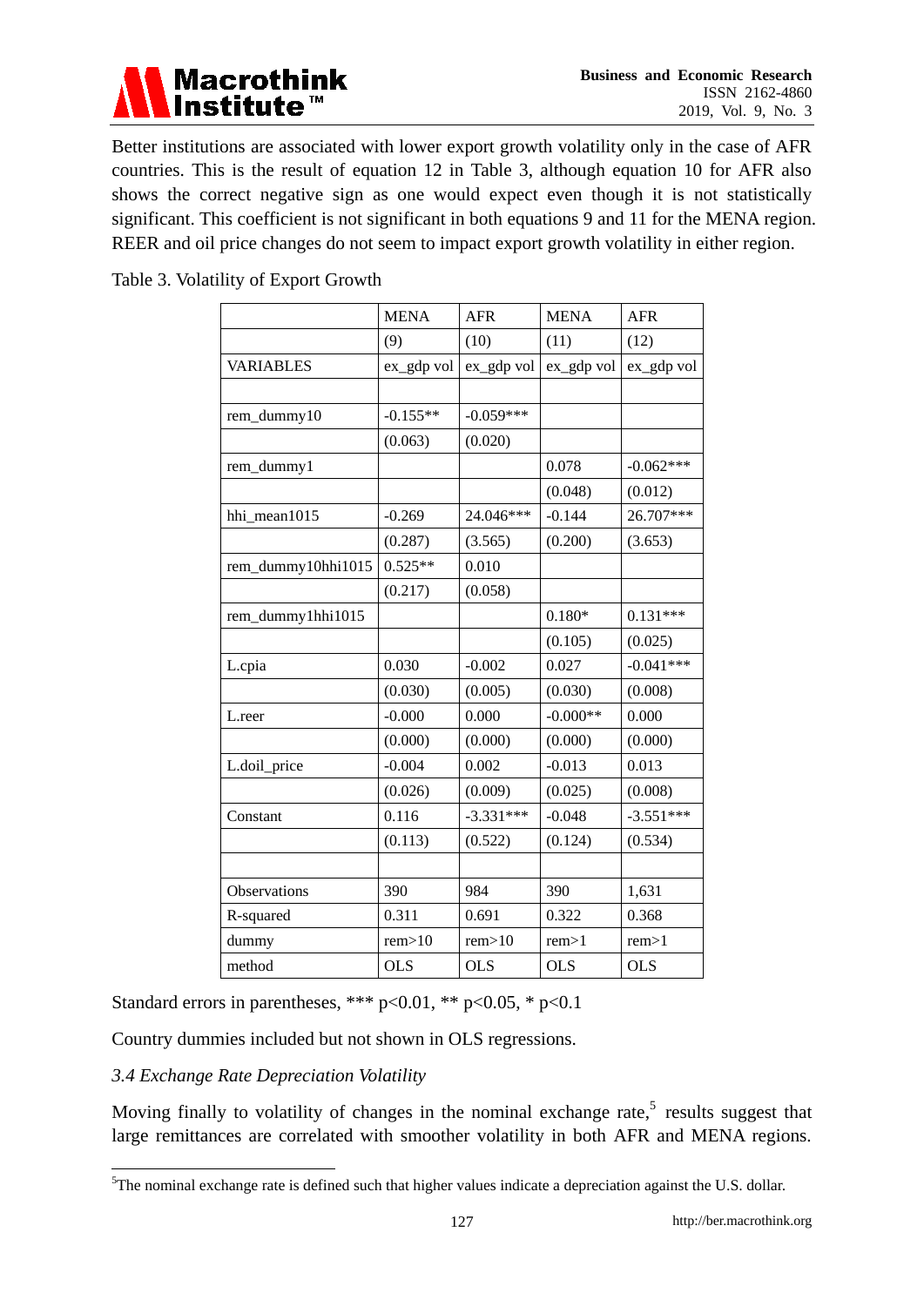Better institutions are associated with lower export growth volatility only in the case of AFR countries. This is the result of equation 12 in Table 3, although equation 10 for AFR also shows the correct negative sign as one would expect even though it is not statistically significant. This coefficient is not significant in both equations 9 and 11 for the MENA region. REER and oil price changes do not seem to impact export growth volatility in either region.

Table 3. Volatility of Export Growth

| | MENA | AFR | MENA | AFR |
|---|---|---|---|---|
| | (9) | (10) | (11) | (12) |
| VARIABLES | ex_gdp vol | ex_gdp vol | ex_gdp vol | ex_gdp vol |
| | | | | |
| rem_dummy10 | -0.155** | -0.059*** | | |
| | (0.063) | (0.020) | | |
| rem_dummy1 | | | 0.078 | -0.062*** |
| | | | (0.048) | (0.012) |
| hhi_mean1015 | -0.269 | 24.046*** | -0.144 | 26.707*** |
| | (0.287) | (3.565) | (0.200) | (3.653) |
| rem_dummy10hhi1015 | 0.525** | 0.010 | | |
| | (0.217) | (0.058) | | |
| rem_dummy1hhi1015 | | | 0.180* | 0.131*** |
| | | | (0.105) | (0.025) |
| L.cpia | 0.030 | -0.002 | 0.027 | -0.041*** |
| | (0.030) | (0.005) | (0.030) | (0.008) |
| L.reer | -0.000 | 0.000 | -0.000** | 0.000 |
| | (0.000) | (0.000) | (0.000) | (0.000) |
| L.doil_price | -0.004 | 0.002 | -0.013 | 0.013 |
| | (0.026) | (0.009) | (0.025) | (0.008) |
| Constant | 0.116 | -3.331*** | -0.048 | -3.551*** |
| | (0.113) | (0.522) | (0.124) | (0.534) |
| | | | | |
| Observations | 390 | 984 | 390 | 1,631 |
| R-squared | 0.311 | 0.691 | 0.322 | 0.368 |
| dummy | rem>10 | rem>10 | rem>1 | rem>1 |
| method | OLS | OLS | OLS | OLS |

Standard errors in parentheses, *** $p<0.01$, ** $p<0.05$, * $p<0.1$

Country dummies included but not shown in OLS regressions.

### *3.4 Exchange Rate Depreciation Volatility*

Moving finally to volatility of changes in the nominal exchange rate,[5] results suggest that large remittances are correlated with smoother volatility in both AFR and MENA regions.

[5]The nominal exchange rate is defined such that higher values indicate a depreciation against the U.S. dollar.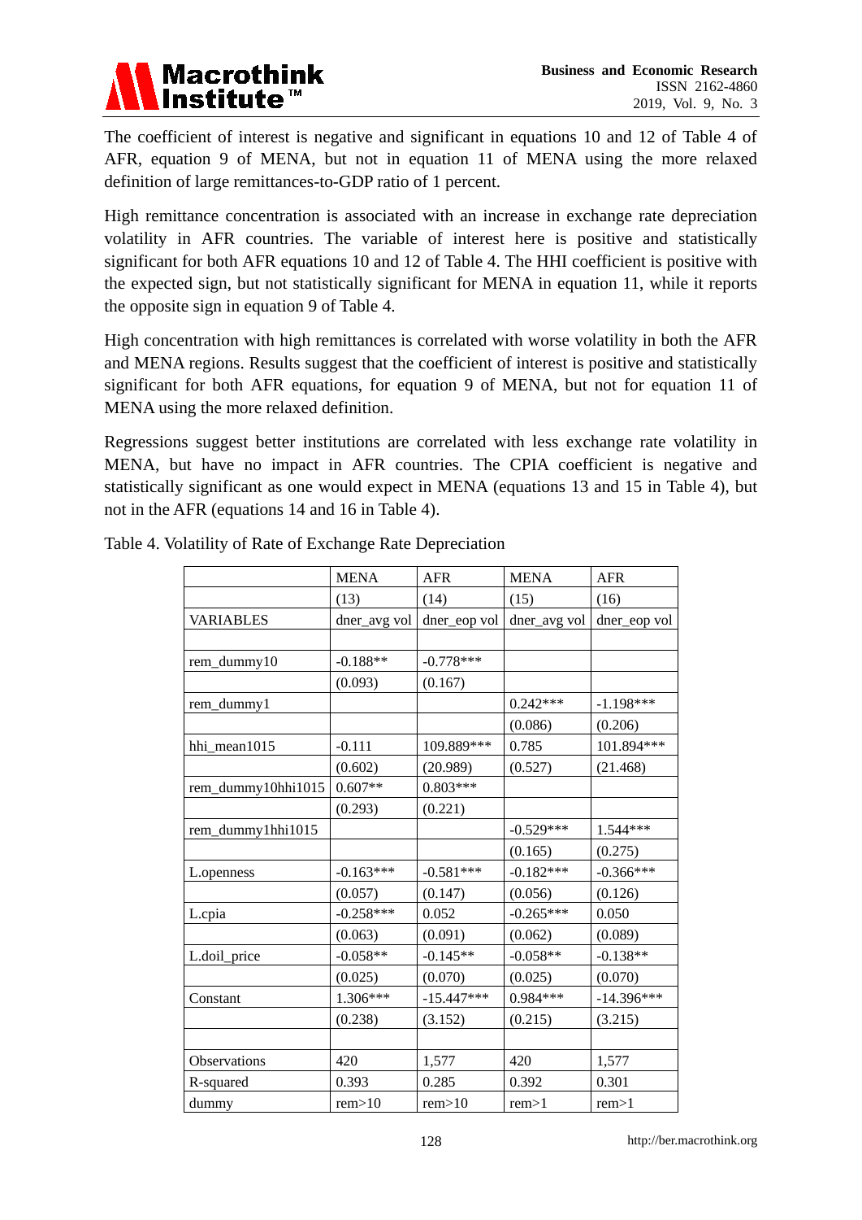The coefficient of interest is negative and significant in equations 10 and 12 of Table 4 of AFR, equation 9 of MENA, but not in equation 11 of MENA using the more relaxed definition of large remittances-to-GDP ratio of 1 percent.

High remittance concentration is associated with an increase in exchange rate depreciation volatility in AFR countries. The variable of interest here is positive and statistically significant for both AFR equations 10 and 12 of Table 4. The HHI coefficient is positive with the expected sign, but not statistically significant for MENA in equation 11, while it reports the opposite sign in equation 9 of Table 4.

High concentration with high remittances is correlated with worse volatility in both the AFR and MENA regions. Results suggest that the coefficient of interest is positive and statistically significant for both AFR equations, for equation 9 of MENA, but not for equation 11 of MENA using the more relaxed definition.

Regressions suggest better institutions are correlated with less exchange rate volatility in MENA, but have no impact in AFR countries. The CPIA coefficient is negative and statistically significant as one would expect in MENA (equations 13 and 15 in Table 4), but not in the AFR (equations 14 and 16 in Table 4).

Table 4. Volatility of Rate of Exchange Rate Depreciation

| | MENA | AFR | MENA | AFR |
|---|---|---|---|---|
| | (13) | (14) | (15) | (16) |
| VARIABLES | dner_avg vol | dner_eop vol | dner_avg vol | dner_eop vol |
| | | | | |
| rem_dummy10 | -0.188** | -0.778*** | | |
| | (0.093) | (0.167) | | |
| rem_dummy1 | | | 0.242*** | -1.198*** |
| | | | (0.086) | (0.206) |
| hhi_mean1015 | -0.111 | 109.889*** | 0.785 | 101.894*** |
| | (0.602) | (20.989) | (0.527) | (21.468) |
| rem_dummy10hhi1015 | 0.607** | 0.803*** | | |
| | (0.293) | (0.221) | | |
| rem_dummy1hhi1015 | | | -0.529*** | 1.544*** |
| | | | (0.165) | (0.275) |
| L.openness | -0.163*** | -0.581*** | -0.182*** | -0.366*** |
| | (0.057) | (0.147) | (0.056) | (0.126) |
| L.cpia | -0.258*** | 0.052 | -0.265*** | 0.050 |
| | (0.063) | (0.091) | (0.062) | (0.089) |
| L.doil_price | -0.058** | -0.145** | -0.058** | -0.138** |
| | (0.025) | (0.070) | (0.025) | (0.070) |
| Constant | 1.306*** | -15.447*** | 0.984*** | -14.396*** |
| | (0.238) | (3.152) | (0.215) | (3.215) |
| | | | | |
| Observations | 420 | 1,577 | 420 | 1,577 |
| R-squared | 0.393 | 0.285 | 0.392 | 0.301 |
| dummy | rem>10 | rem>10 | rem>1 | rem>1 |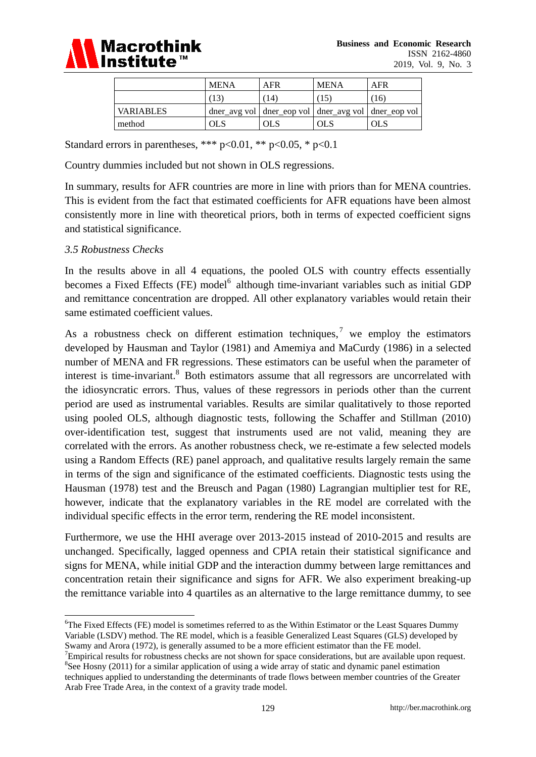| | MENA | AFR | MENA | AFR |
|---|---|---|---|---|
| | (13) | (14) | (15) | (16) |
| VARIABLES | dner_avg vol | dner_eop vol | dner_avg vol | dner_eop vol |
| method | OLS | OLS | OLS | OLS |

Standard errors in parentheses, *** p<0.01, ** p<0.05, * p<0.1

Country dummies included but not shown in OLS regressions.

In summary, results for AFR countries are more in line with priors than for MENA countries. This is evident from the fact that estimated coefficients for AFR equations have been almost consistently more in line with theoretical priors, both in terms of expected coefficient signs and statistical significance.

### *3.5 Robustness Checks*

In the results above in all 4 equations, the pooled OLS with country effects essentially becomes a Fixed Effects (FE) model[6] although time-invariant variables such as initial GDP and remittance concentration are dropped. All other explanatory variables would retain their same estimated coefficient values.

As a robustness check on different estimation techniques,[7] we employ the estimators developed by Hausman and Taylor (1981) and Amemiya and MaCurdy (1986) in a selected number of MENA and FR regressions. These estimators can be useful when the parameter of interest is time-invariant.[8] Both estimators assume that all regressors are uncorrelated with the idiosyncratic errors. Thus, values of these regressors in periods other than the current period are used as instrumental variables. Results are similar qualitatively to those reported using pooled OLS, although diagnostic tests, following the Schaffer and Stillman (2010) over-identification test, suggest that instruments used are not valid, meaning they are correlated with the errors. As another robustness check, we re-estimate a few selected models using a Random Effects (RE) panel approach, and qualitative results largely remain the same in terms of the sign and significance of the estimated coefficients. Diagnostic tests using the Hausman (1978) test and the Breusch and Pagan (1980) Lagrangian multiplier test for RE, however, indicate that the explanatory variables in the RE model are correlated with the individual specific effects in the error term, rendering the RE model inconsistent.

Furthermore, we use the HHI average over 2013-2015 instead of 2010-2015 and results are unchanged. Specifically, lagged openness and CPIA retain their statistical significance and signs for MENA, while initial GDP and the interaction dummy between large remittances and concentration retain their significance and signs for AFR. We also experiment breaking-up the remittance variable into 4 quartiles as an alternative to the large remittance dummy, to see

---

[6]The Fixed Effects (FE) model is sometimes referred to as the Within Estimator or the Least Squares Dummy Variable (LSDV) method. The RE model, which is a feasible Generalized Least Squares (GLS) developed by Swamy and Arora (1972), is generally assumed to be a more efficient estimator than the FE model.

[7]Empirical results for robustness checks are not shown for space considerations, but are available upon request.

[8]See Hosny (2011) for a similar application of using a wide array of static and dynamic panel estimation techniques applied to understanding the determinants of trade flows between member countries of the Greater Arab Free Trade Area, in the context of a gravity trade model.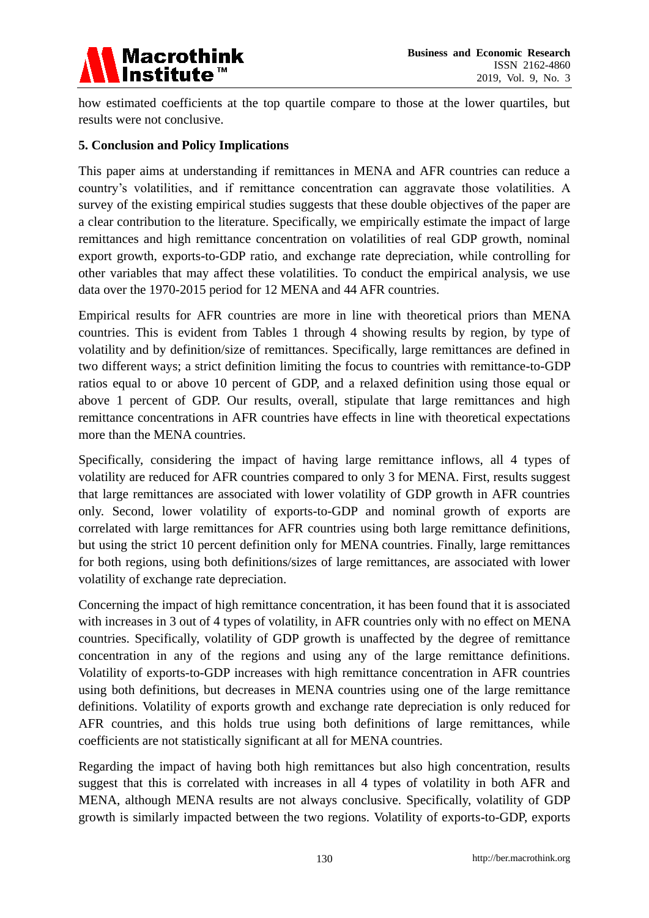how estimated coefficients at the top quartile compare to those at the lower quartiles, but results were not conclusive.

## 5. Conclusion and Policy Implications

This paper aims at understanding if remittances in MENA and AFR countries can reduce a country's volatilities, and if remittance concentration can aggravate those volatilities. A survey of the existing empirical studies suggests that these double objectives of the paper are a clear contribution to the literature. Specifically, we empirically estimate the impact of large remittances and high remittance concentration on volatilities of real GDP growth, nominal export growth, exports-to-GDP ratio, and exchange rate depreciation, while controlling for other variables that may affect these volatilities. To conduct the empirical analysis, we use data over the 1970-2015 period for 12 MENA and 44 AFR countries.

Empirical results for AFR countries are more in line with theoretical priors than MENA countries. This is evident from Tables 1 through 4 showing results by region, by type of volatility and by definition/size of remittances. Specifically, large remittances are defined in two different ways; a strict definition limiting the focus to countries with remittance-to-GDP ratios equal to or above 10 percent of GDP, and a relaxed definition using those equal or above 1 percent of GDP. Our results, overall, stipulate that large remittances and high remittance concentrations in AFR countries have effects in line with theoretical expectations more than the MENA countries.

Specifically, considering the impact of having large remittance inflows, all 4 types of volatility are reduced for AFR countries compared to only 3 for MENA. First, results suggest that large remittances are associated with lower volatility of GDP growth in AFR countries only. Second, lower volatility of exports-to-GDP and nominal growth of exports are correlated with large remittances for AFR countries using both large remittance definitions, but using the strict 10 percent definition only for MENA countries. Finally, large remittances for both regions, using both definitions/sizes of large remittances, are associated with lower volatility of exchange rate depreciation.

Concerning the impact of high remittance concentration, it has been found that it is associated with increases in 3 out of 4 types of volatility, in AFR countries only with no effect on MENA countries. Specifically, volatility of GDP growth is unaffected by the degree of remittance concentration in any of the regions and using any of the large remittance definitions. Volatility of exports-to-GDP increases with high remittance concentration in AFR countries using both definitions, but decreases in MENA countries using one of the large remittance definitions. Volatility of exports growth and exchange rate depreciation is only reduced for AFR countries, and this holds true using both definitions of large remittances, while coefficients are not statistically significant at all for MENA countries.

Regarding the impact of having both high remittances but also high concentration, results suggest that this is correlated with increases in all 4 types of volatility in both AFR and MENA, although MENA results are not always conclusive. Specifically, volatility of GDP growth is similarly impacted between the two regions. Volatility of exports-to-GDP, exports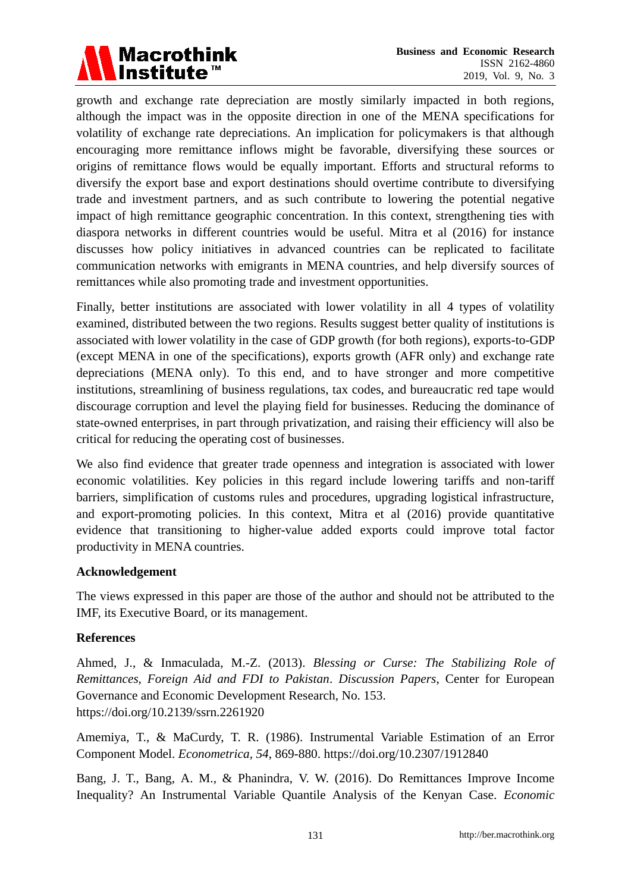growth and exchange rate depreciation are mostly similarly impacted in both regions, although the impact was in the opposite direction in one of the MENA specifications for volatility of exchange rate depreciations. An implication for policymakers is that although encouraging more remittance inflows might be favorable, diversifying these sources or origins of remittance flows would be equally important. Efforts and structural reforms to diversify the export base and export destinations should overtime contribute to diversifying trade and investment partners, and as such contribute to lowering the potential negative impact of high remittance geographic concentration. In this context, strengthening ties with diaspora networks in different countries would be useful. Mitra et al (2016) for instance discusses how policy initiatives in advanced countries can be replicated to facilitate communication networks with emigrants in MENA countries, and help diversify sources of remittances while also promoting trade and investment opportunities.

Finally, better institutions are associated with lower volatility in all 4 types of volatility examined, distributed between the two regions. Results suggest better quality of institutions is associated with lower volatility in the case of GDP growth (for both regions), exports-to-GDP (except MENA in one of the specifications), exports growth (AFR only) and exchange rate depreciations (MENA only). To this end, and to have stronger and more competitive institutions, streamlining of business regulations, tax codes, and bureaucratic red tape would discourage corruption and level the playing field for businesses. Reducing the dominance of state-owned enterprises, in part through privatization, and raising their efficiency will also be critical for reducing the operating cost of businesses.

We also find evidence that greater trade openness and integration is associated with lower economic volatilities. Key policies in this regard include lowering tariffs and non-tariff barriers, simplification of customs rules and procedures, upgrading logistical infrastructure, and export-promoting policies. In this context, Mitra et al (2016) provide quantitative evidence that transitioning to higher-value added exports could improve total factor productivity in MENA countries.

## Acknowledgement

The views expressed in this paper are those of the author and should not be attributed to the IMF, its Executive Board, or its management.

## References

Ahmed, J., & Inmaculada, M.-Z. (2013). *Blessing or Curse: The Stabilizing Role of Remittances, Foreign Aid and FDI to Pakistan*. *Discussion Papers*, Center for European Governance and Economic Development Research, No. 153. https://doi.org/10.2139/ssrn.2261920

Amemiya, T., & MaCurdy, T. R. (1986). Instrumental Variable Estimation of an Error Component Model. *Econometrica, 54*, 869-880. https://doi.org/10.2307/1912840

Bang, J. T., Bang, A. M., & Phanindra, V. W. (2016). Do Remittances Improve Income Inequality? An Instrumental Variable Quantile Analysis of the Kenyan Case. *Economic*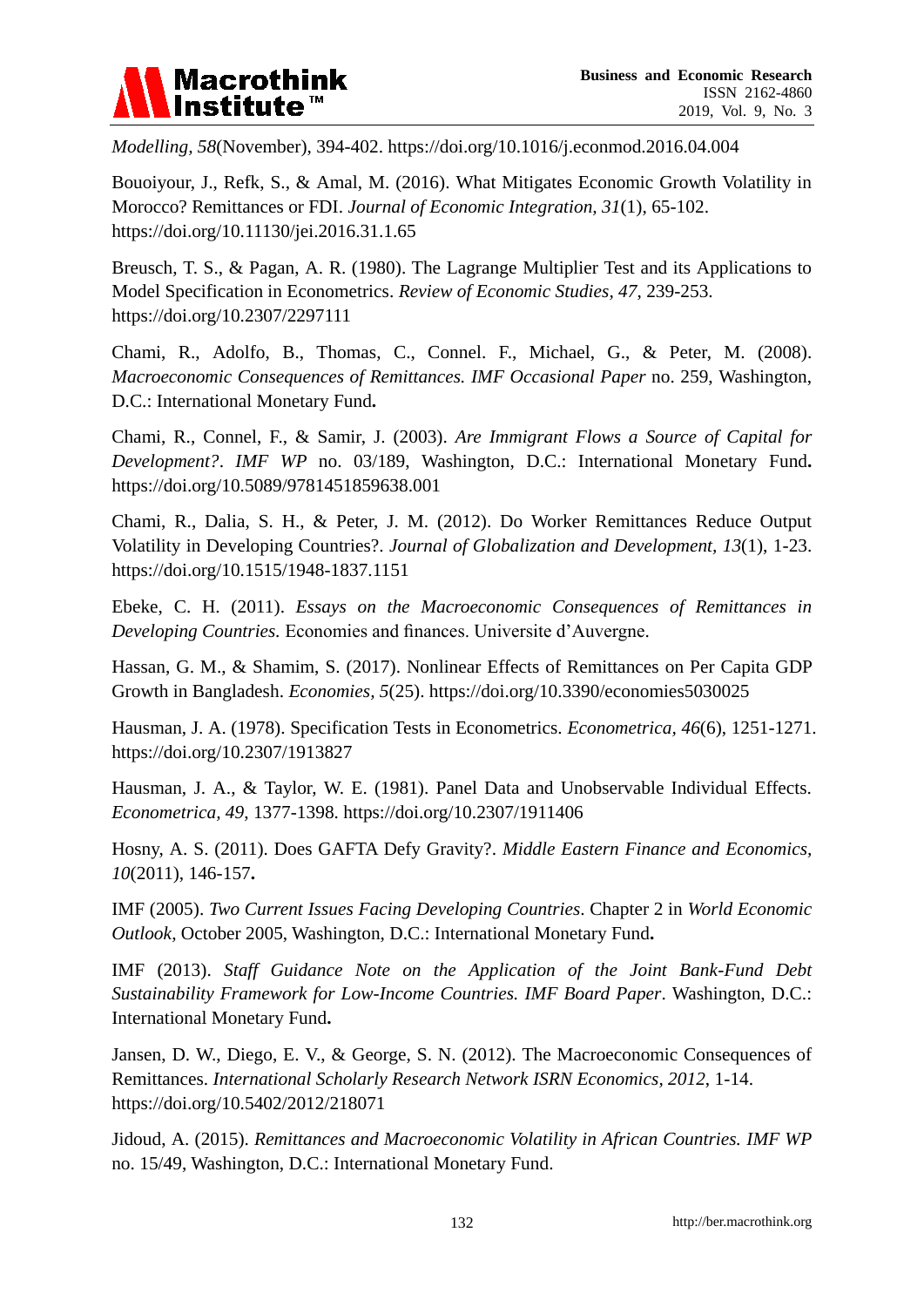*Modelling, 58*(November), 394-402. https://doi.org/10.1016/j.econmod.2016.04.004

Bouoiyour, J., Refk, S., & Amal, M. (2016). What Mitigates Economic Growth Volatility in Morocco? Remittances or FDI. *Journal of Economic Integration, 31*(1), 65-102. https://doi.org/10.11130/jei.2016.31.1.65

Breusch, T. S., & Pagan, A. R. (1980). The Lagrange Multiplier Test and its Applications to Model Specification in Econometrics. *Review of Economic Studies, 47*, 239-253. https://doi.org/10.2307/2297111

Chami, R., Adolfo, B., Thomas, C., Connel. F., Michael, G., & Peter, M. (2008). *Macroeconomic Consequences of Remittances. IMF Occasional Paper* no. 259, Washington, D.C.: International Monetary Fund**.**

Chami, R., Connel, F., & Samir, J. (2003). *Are Immigrant Flows a Source of Capital for Development?. IMF WP* no. 03/189, Washington, D.C.: International Monetary Fund**.** https://doi.org/10.5089/9781451859638.001

Chami, R., Dalia, S. H., & Peter, J. M. (2012). Do Worker Remittances Reduce Output Volatility in Developing Countries?. *Journal of Globalization and Development, 13*(1), 1-23. https://doi.org/10.1515/1948-1837.1151

Ebeke, C. H. (2011). *Essays on the Macroeconomic Consequences of Remittances in Developing Countries.* Economies and finances. Universite d'Auvergne.

Hassan, G. M., & Shamim, S. (2017). Nonlinear Effects of Remittances on Per Capita GDP Growth in Bangladesh. *Economies, 5*(25). https://doi.org/10.3390/economies5030025

Hausman, J. A. (1978). Specification Tests in Econometrics. *Econometrica, 46*(6), 1251-1271. https://doi.org/10.2307/1913827

Hausman, J. A., & Taylor, W. E. (1981). Panel Data and Unobservable Individual Effects. *Econometrica*, *49*, 1377-1398. https://doi.org/10.2307/1911406

Hosny, A. S. (2011). Does GAFTA Defy Gravity?. *Middle Eastern Finance and Economics, 10*(2011), 146-157**.**

IMF (2005). *Two Current Issues Facing Developing Countries*. Chapter 2 in *World Economic Outlook*, October 2005, Washington, D.C.: International Monetary Fund**.**

IMF (2013). *Staff Guidance Note on the Application of the Joint Bank-Fund Debt Sustainability Framework for Low-Income Countries. IMF Board Paper*. Washington, D.C.: International Monetary Fund**.**

Jansen, D. W., Diego, E. V., & George, S. N. (2012). The Macroeconomic Consequences of Remittances. *International Scholarly Research Network ISRN Economics, 2012*, 1-14. https://doi.org/10.5402/2012/218071

Jidoud, A. (2015). *Remittances and Macroeconomic Volatility in African Countries. IMF WP* no. 15/49, Washington, D.C.: International Monetary Fund.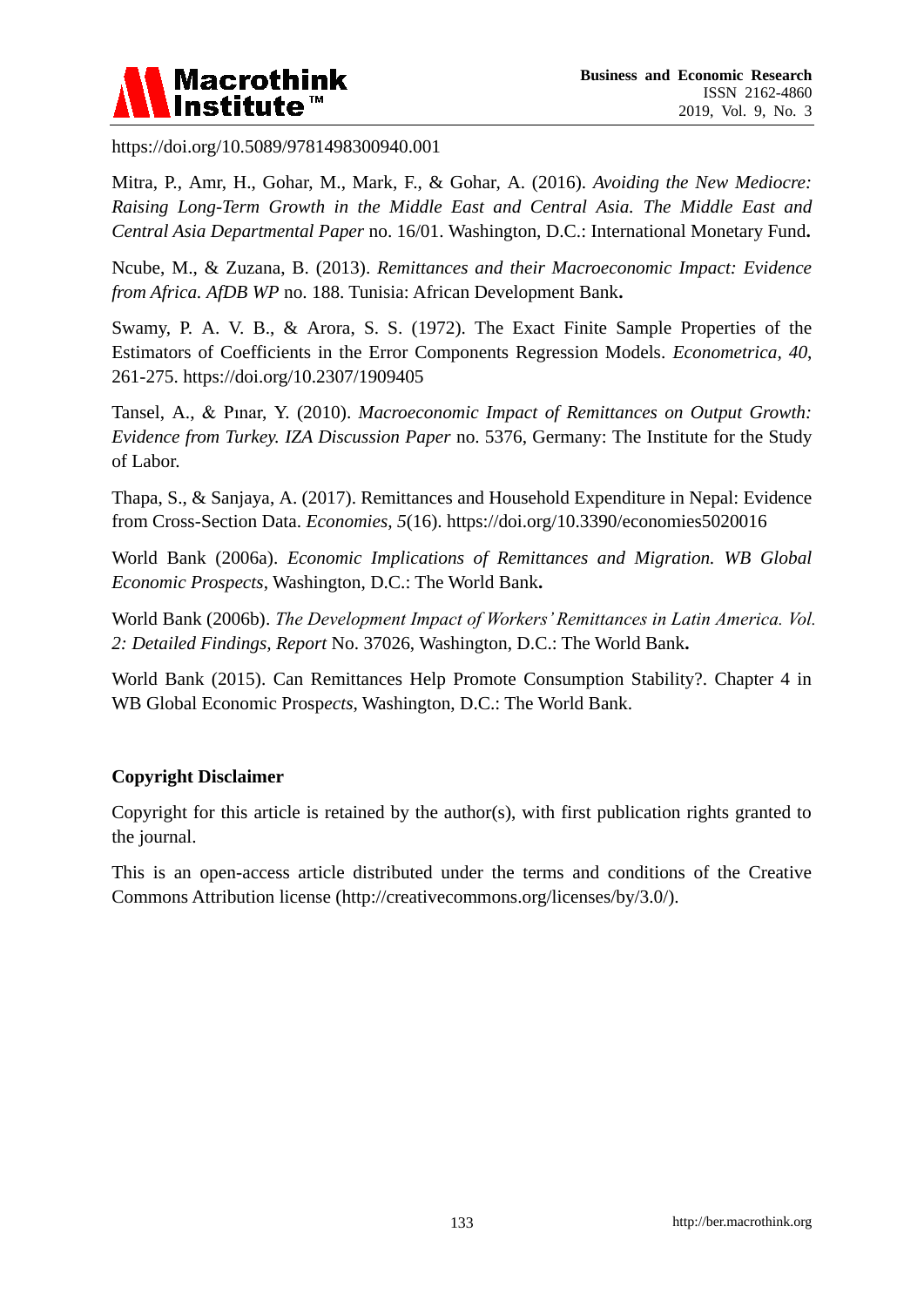https://doi.org/10.5089/9781498300940.001

Mitra, P., Amr, H., Gohar, M., Mark, F., & Gohar, A. (2016). *Avoiding the New Mediocre: Raising Long-Term Growth in the Middle East and Central Asia. The Middle East and Central Asia Departmental Paper* no. 16/01. Washington, D.C.: International Monetary Fund**.**

Ncube, M., & Zuzana, B. (2013). *Remittances and their Macroeconomic Impact: Evidence from Africa. AfDB WP* no. 188. Tunisia: African Development Bank**.**

Swamy, P. A. V. B., & Arora, S. S. (1972). The Exact Finite Sample Properties of the Estimators of Coefficients in the Error Components Regression Models. *Econometrica, 40*, 261-275. https://doi.org/10.2307/1909405

Tansel, A., & Pınar, Y. (2010). *Macroeconomic Impact of Remittances on Output Growth: Evidence from Turkey. IZA Discussion Paper* no. 5376, Germany: The Institute for the Study of Labor.

Thapa, S., & Sanjaya, A. (2017). Remittances and Household Expenditure in Nepal: Evidence from Cross-Section Data. *Economies, 5*(16). https://doi.org/10.3390/economies5020016

World Bank (2006a). *Economic Implications of Remittances and Migration. WB Global Economic Prospects*, Washington, D.C.: The World Bank**.**

World Bank (2006b). *The Development Impact of Workers' Remittances in Latin America. Vol. 2: Detailed Findings, Report* No. 37026, Washington, D.C.: The World Bank**.**

World Bank (2015). Can Remittances Help Promote Consumption Stability?. Chapter 4 in WB Global Economic Prosp*ects*, Washington, D.C.: The World Bank.

## Copyright Disclaimer

Copyright for this article is retained by the author(s), with first publication rights granted to the journal.

This is an open-access article distributed under the terms and conditions of the Creative Commons Attribution license (http://creativecommons.org/licenses/by/3.0/).